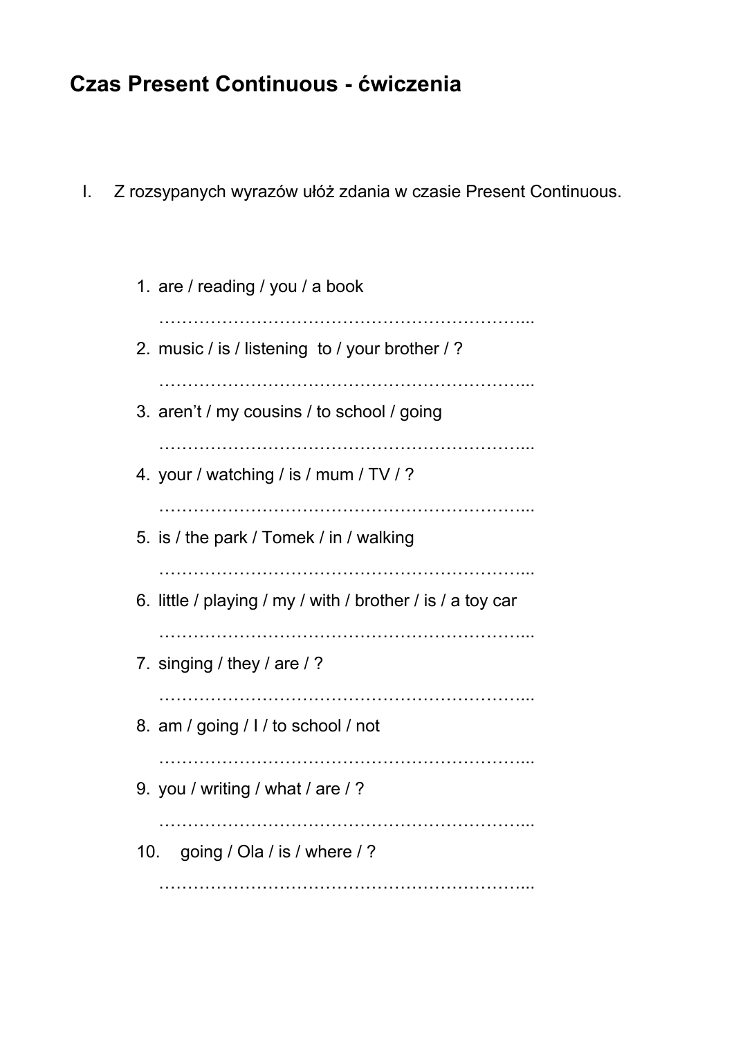# Czas Present Continuous - ćwiczenia

I. Z rozsypanych wyrazów ułóż zdania w czasie Present Continuous.

1. are / reading / you / a book

   …………………………………………………………...

2. music / is / listening to / your brother / ?

   …………………………………………………………...

3. aren't / my cousins / to school / going

   …………………………………………………………...

4. your / watching / is / mum / TV / ?

   …………………………………………………………...

5. is / the park / Tomek / in / walking

   …………………………………………………………...

6. little / playing / my / with / brother / is / a toy car

   …………………………………………………………...

7. singing / they / are / ?

   …………………………………………………………...

8. am / going / I / to school / not

   …………………………………………………………...

9. you / writing / what / are / ?

   …………………………………………………………...

10. going / Ola / is / where / ?

    …………………………………………………………...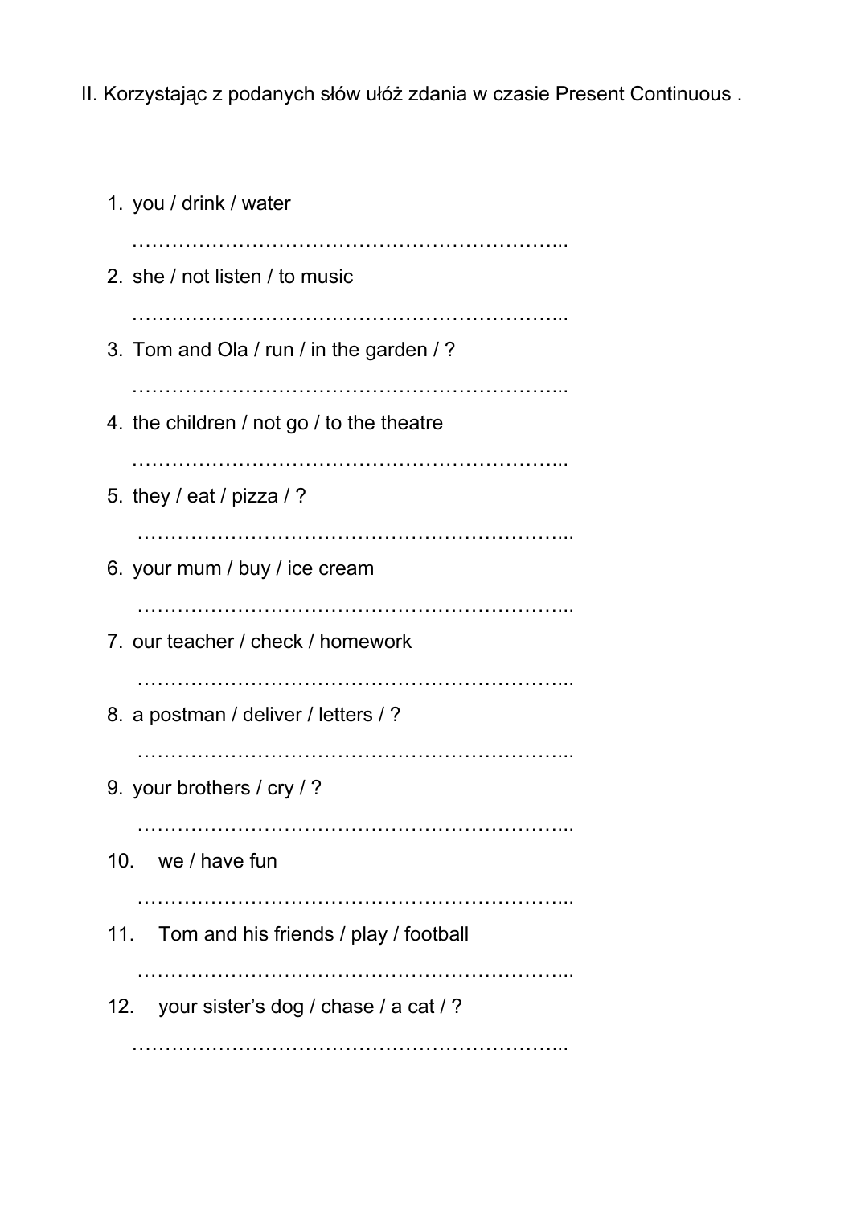II. Korzystając z podanych słów ułóż zdania w czasie Present Continuous .

1. you / drink / water

   ………………………………………………………...

2. she / not listen / to music

   ………………………………………………………...

3. Tom and Ola / run / in the garden / ?

   ………………………………………………………...

4. the children / not go / to the theatre

   ………………………………………………………...

5. they / eat / pizza / ?

   ………………………………………………………...

6. your mum / buy / ice cream

   ………………………………………………………...

7. our teacher / check / homework

   ………………………………………………………...

8. a postman / deliver / letters / ?

   ………………………………………………………...

9. your brothers / cry / ?

   ………………………………………………………...

10. we / have fun

    ………………………………………………………...

11. Tom and his friends / play / football

    ………………………………………………………...

12. your sister's dog / chase / a cat / ?

    ………………………………………………………...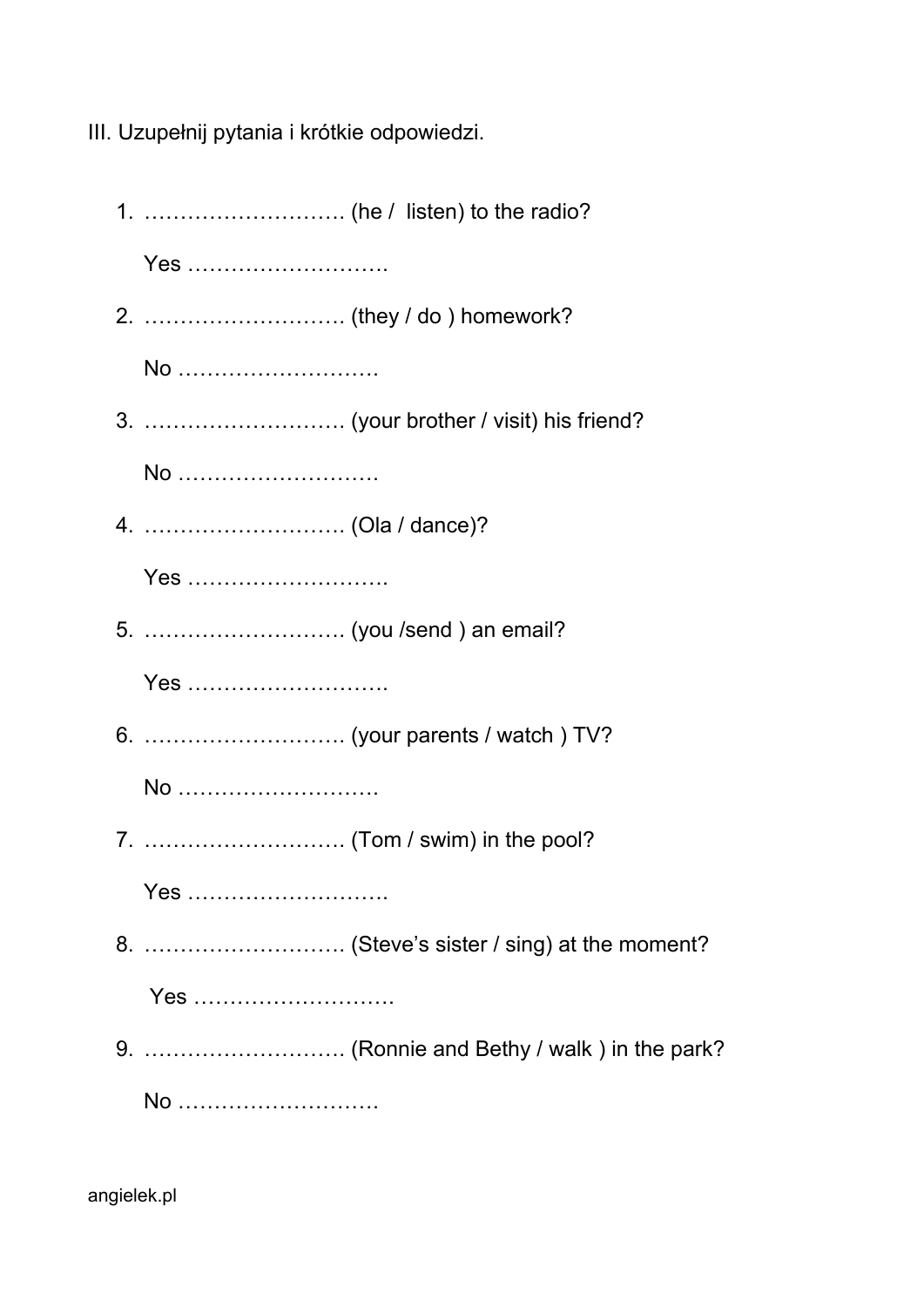III. Uzupełnij pytania i krótkie odpowiedzi.

1. ………………………. (he /  listen) to the radio?

   Yes ……………………….

2. ………………………. (they / do ) homework?

   No ……………………….

3. ………………………. (your brother / visit) his friend?

   No ……………………….

4. ………………………. (Ola / dance)?

   Yes ……………………….

5. ………………………. (you /send ) an email?

   Yes ……………………….

6. ………………………. (your parents / watch ) TV?

   No ……………………….

7. ………………………. (Tom / swim) in the pool?

   Yes ……………………….

8. ………………………. (Steve's sister / sing) at the moment?

   Yes ……………………….

9. ………………………. (Ronnie and Bethy / walk ) in the park?

   No ……………………….

angielek.pl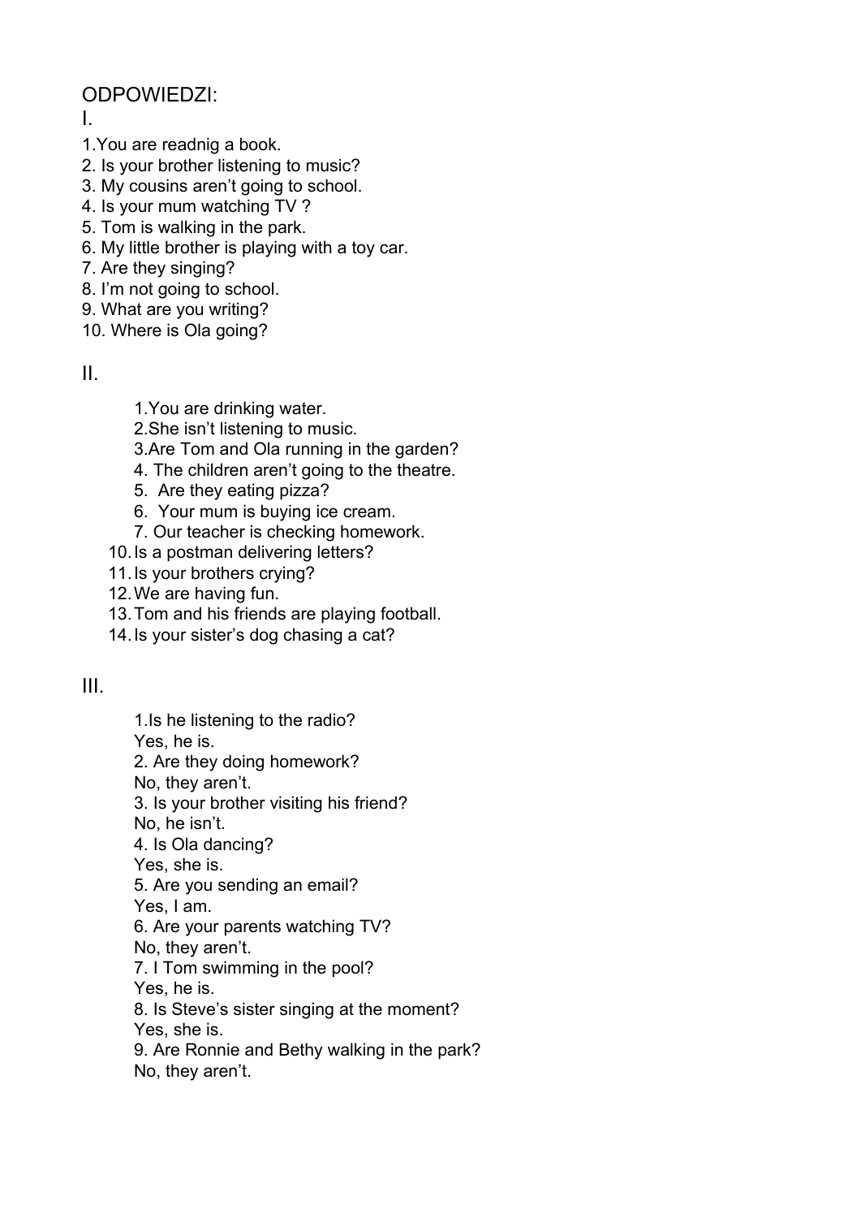ODPOWIEDZI:

I.

1. You are readnig a book.
2. Is your brother listening to music?
3. My cousins aren't going to school.
4. Is your mum watching TV ?
5. Tom is walking in the park.
6. My little brother is playing with a toy car.
7. Are they singing?
8. I'm not going to school.
9. What are you writing?
10. Where is Ola going?

II.

1. You are drinking water.
2. She isn't listening to music.
3. Are Tom and Ola running in the garden?
4. The children aren't going to the theatre.
5. Are they eating pizza?
6. Your mum is buying ice cream.
7. Our teacher is checking homework.

10. Is a postman delivering letters?
11. Is your brothers crying?
12. We are having fun.
13. Tom and his friends are playing football.
14. Is your sister's dog chasing a cat?

III.

1. Is he listening to the radio?
   Yes, he is.
2. Are they doing homework?
   No, they aren't.
3. Is your brother visiting his friend?
   No, he isn't.
4. Is Ola dancing?
   Yes, she is.
5. Are you sending an email?
   Yes, I am.
6. Are your parents watching TV?
   No, they aren't.
7. I Tom swimming in the pool?
   Yes, he is.
8. Is Steve's sister singing at the moment?
   Yes, she is.
9. Are Ronnie and Bethy walking in the park?
   No, they aren't.